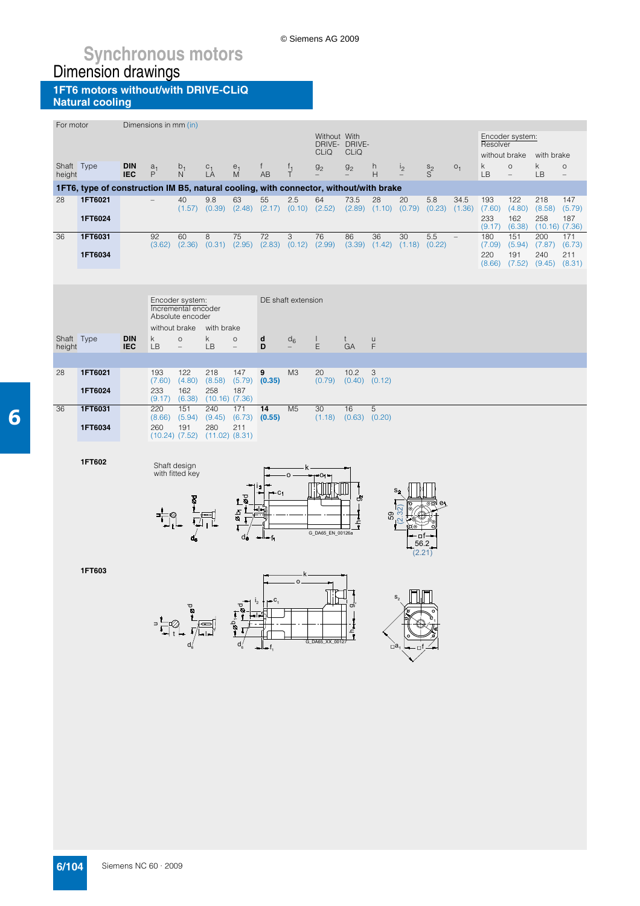# Synchronous motors

## Dimension drawings

### 1FT6 motors without/with DRIVE-CLiQ Natural cooling

| For motor | | Dimensions in mm (in) | | | | | | | | | | | | | Encoder system: Resolver | | | |
|---|---|---|---|---|---|---|---|---|---|---|---|---|---|---|---|---|---|---|
| | | | | | | | | | Without DRIVE-CLiQ | With DRIVE-CLiQ | | | | | without brake | | with brake | |
| Shaft height | Type | DIN / IEC | $a_1$ / P | $b_1$ / N | $c_1$ / LA | $e_1$ / M | f / AB | $f_1$ / T | $g_2$ / – | $g_2$ / – | h / H | $i_2$ / – | $s_2$ / S | $o_1$ | k / LB | o / – | k / LB | o / – |
| **1FT6, type of construction IM B5, natural cooling, with connector, without/with brake** | | | | | | | | | | | | | | | | | | |
| 28 | **1FT6021** | | – | 40 (1.57) | 9.8 (0.39) | 63 (2.48) | 55 (2.17) | 2.5 (0.10) | 64 (2.52) | 73.5 (2.89) | 28 (1.10) | 20 (0.79) | 5.8 (0.23) | 34.5 (1.36) | 193 (7.60) | 122 (4.80) | 218 (8.58) | 147 (5.79) |
| | **1FT6024** | | | | | | | | | | | | | | 233 (9.17) | 162 (6.38) | 258 (10.16) | 187 (7.36) |
| 36 | **1FT6031** | | 92 (3.62) | 60 (2.36) | 8 (0.31) | 75 (2.95) | 72 (2.83) | 3 (0.12) | 76 (2.99) | 86 (3.39) | 36 (1.42) | 30 (1.18) | 5.5 (0.22) | – | 180 (7.09) | 151 (5.94) | 200 (7.87) | 171 (6.73) |
| | **1FT6034** | | | | | | | | | | | | | | 220 (8.66) | 191 (7.52) | 240 (9.45) | 211 (8.31) |

| | | | Encoder system: Incremental encoder / Absolute encoder | | | | DE shaft extension | | | | |
|---|---|---|---|---|---|---|---|---|---|---|---|
| | | | without brake | | with brake | | | | | | |
| Shaft height | Type | DIN / IEC | k / LB | o / – | k / LB | o / – | **d** / **D** | $d_6$ / – | l / E | t / GA | u / F |
| 28 | **1FT6021** | | 193 (7.60) | 122 (4.80) | 218 (8.58) | 147 (5.79) | **9 (0.35)** | M3 | 20 (0.79) | 10.2 (0.40) | 3 (0.12) |
| | **1FT6024** | | 233 (9.17) | 162 (6.38) | 258 (10.16) | 187 (7.36) | | | | | |
| 36 | **1FT6031** | | 220 (8.66) | 151 (5.94) | 240 (9.45) | 171 (6.73) | **14 (0.55)** | M5 | 30 (1.18) | 16 (0.63) | 5 (0.20) |
| | **1FT6034** | | 260 (10.24) | 191 (7.52) | 280 (11.02) | 211 (8.31) | | | | | |

**1FT602**

Shaft design with fitted key

G_DA65_EN_00126a

**1FT603**

G_DA65_XX_00127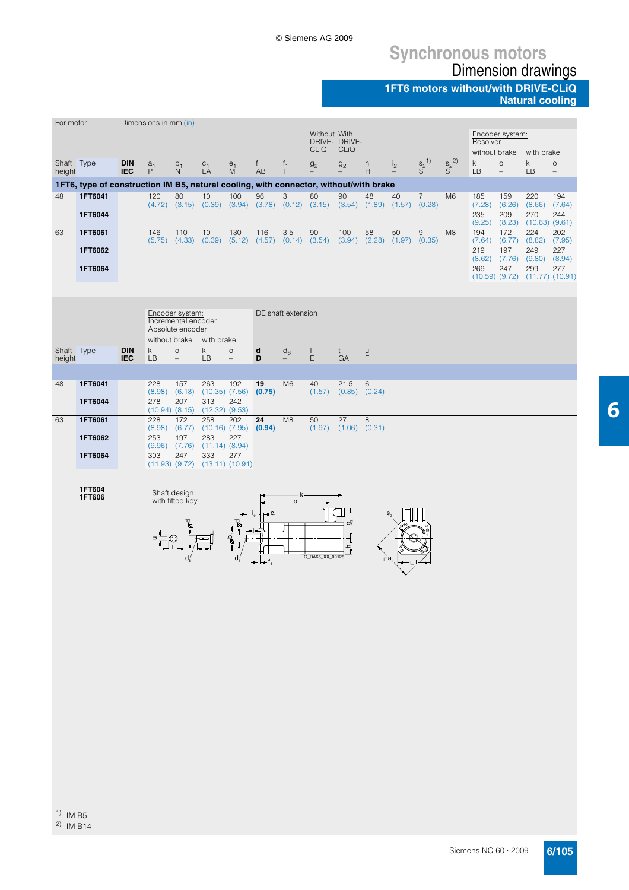# Synchronous motors

## Dimension drawings

### 1FT6 motors without/with DRIVE-CLiQ Natural cooling

| For motor | | Dimensions in mm (in) | | | | | | | Without DRIVE-CLiQ | With DRIVE-CLiQ | | | | | Encoder system: Resolver | | | |
|---|---|---|---|---|---|---|---|---|---|---|---|---|---|---|---|---|---|---|
| | | | | | | | | | | | | | | | without brake | | with brake | |
| Shaft height | Type | DIN / IEC | $a_1$ / P | $b_1$ / N | $c_1$ / LA | $e_1$ / M | f / AB | $f_1$ / T | $g_2$ / – | $g_2$ / – | h / H | $i_2$ / – | $s_2$[1] / S | $s_2$[2] / S | k / LB | o / – | k / LB | o / – |
| **1FT6, type of construction IM B5, natural cooling, with connector, without/with brake** | | | | | | | | | | | | | | | | | | |
| 48 | **1FT6041** | | 120 (4.72) | 80 (3.15) | 10 (0.39) | 100 (3.94) | 96 (3.78) | 3 (0.12) | 80 (3.15) | 90 (3.54) | 48 (1.89) | 40 (1.57) | 7 (0.28) | M6 | 185 (7.28) | 159 (6.26) | 220 (8.66) | 194 (7.64) |
| | **1FT6044** | | | | | | | | | | | | | | 235 (9.25) | 209 (8.23) | 270 (10.63) | 244 (9.61) |
| 63 | **1FT6061** | | 146 (5.75) | 110 (4.33) | 10 (0.39) | 130 (5.12) | 116 (4.57) | 3.5 (0.14) | 90 (3.54) | 100 (3.94) | 58 (2.28) | 50 (1.97) | 9 (0.35) | M8 | 194 (7.64) | 172 (6.77) | 224 (8.82) | 202 (7.95) |
| | **1FT6062** | | | | | | | | | | | | | | 219 (8.62) | 197 (7.76) | 249 (9.80) | 227 (8.94) |
| | **1FT6064** | | | | | | | | | | | | | | 269 (10.59) | 247 (9.72) | 299 (11.77) | 277 (10.91) |

| | | | Encoder system: Incremental encoder Absolute encoder | | | | DE shaft extension | | | | |
|---|---|---|---|---|---|---|---|---|---|---|---|
| | | | without brake | | with brake | | | | | | |
| Shaft height | Type | DIN / IEC | k / LB | o / – | k / LB | o / – | **d** / **D** | $d_6$ / – | l / E | t / GA | u / F |
| 48 | **1FT6041** | | 228 (8.98) | 157 (6.18) | 263 (10.35) | 192 (7.56) | **19** **(0.75)** | M6 | 40 (1.57) | 21.5 (0.85) | 6 (0.24) |
| | **1FT6044** | | 278 (10.94) | 207 (8.15) | 313 (12.32) | 242 (9.53) | | | | | |
| 63 | **1FT6061** | | 228 (8.98) | 172 (6.77) | 258 (10.16) | 202 (7.95) | **24** **(0.94)** | M8 | 50 (1.97) | 27 (1.06) | 8 (0.31) |
| | **1FT6062** | | 253 (9.96) | 197 (7.76) | 283 (11.14) | 227 (8.94) | | | | | |
| | **1FT6064** | | 303 (11.93) | 247 (9.72) | 333 (13.11) | 277 (10.91) | | | | | |

**1FT604**
**1FT606**

Shaft design with fitted key

G_DA65_XX_00128

[1] IM B5
[2] IM B14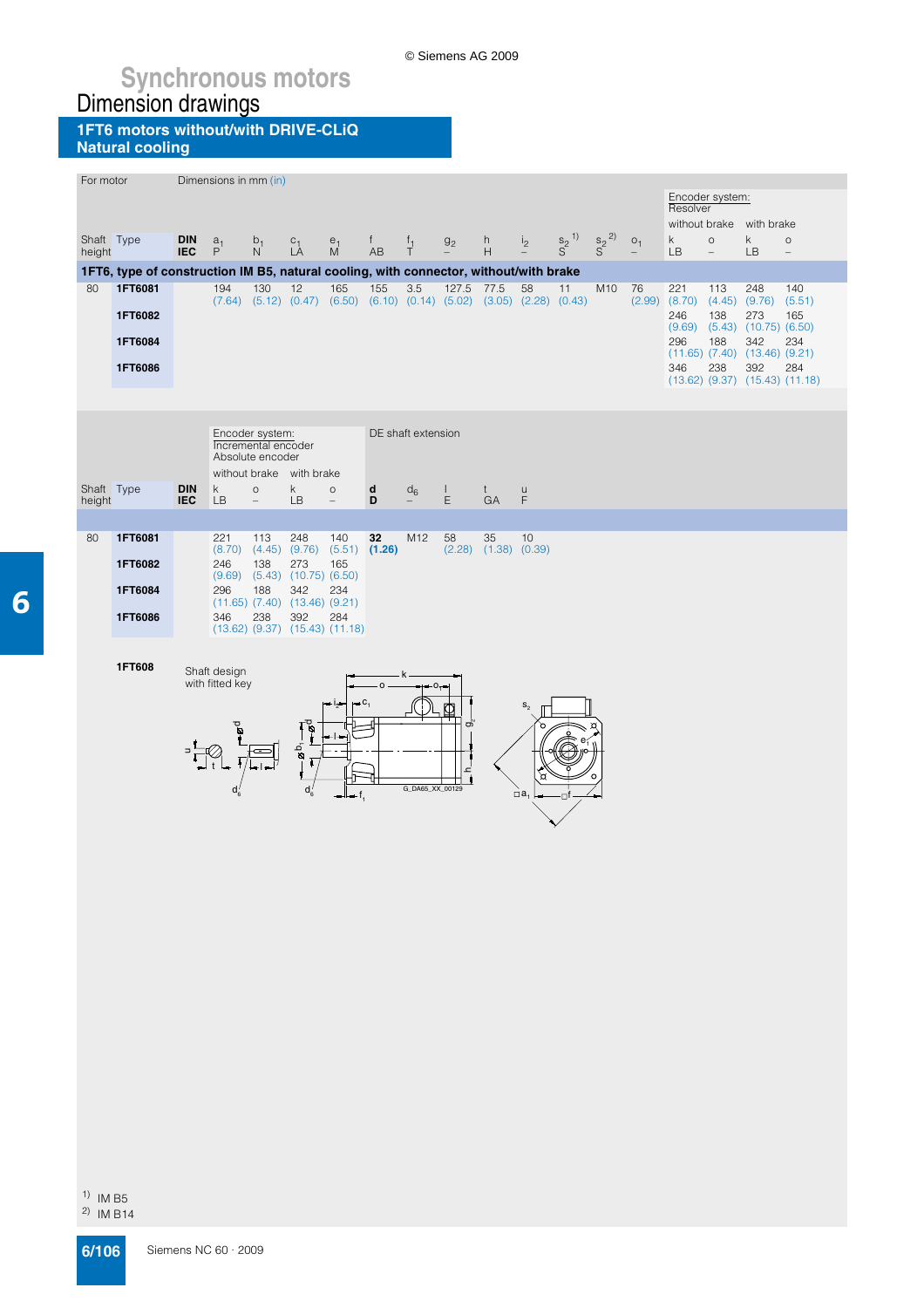# Synchronous motors

## Dimension drawings

### 1FT6 motors without/with DRIVE-CLiQ
### Natural cooling

| For motor | | | Dimensions in mm (in) | | | | | | | | | | | | | Encoder system: Resolver | | | |
|---|---|---|---|---|---|---|---|---|---|---|---|---|---|---|---|---|---|---|---|
| | | | | | | | | | | | | | | | | without brake | | with brake | |
| Shaft height | Type | DIN IEC | $a_1$ P | $b_1$ N | $c_1$ LA | $e_1$ M | f AB | $f_1$ T | $g_2$ – | h H | $i_2$ – | $s_2$ [1] S | $s_2$ [2] S | $o_1$ – | k LB | o – | k LB | o – |
| **1FT6, type of construction IM B5, natural cooling, with connector, without/with brake** | | | | | | | | | | | | | | | | | | | |
| 80 | **1FT6081** | | 194 (7.64) | 130 (5.12) | 12 (0.47) | 165 (6.50) | 155 (6.10) | 3.5 (0.14) | 127.5 (5.02) | 77.5 (3.05) | 58 (2.28) | 11 (0.43) | M10 | 76 (2.99) | 221 (8.70) | 113 (4.45) | 248 (9.76) | 140 (5.51) |
| | **1FT6082** | | | | | | | | | | | | | | 246 (9.69) | 138 (5.43) | 273 (10.75) | 165 (6.50) |
| | **1FT6084** | | | | | | | | | | | | | | 296 (11.65) | 188 (7.40) | 342 (13.46) | 234 (9.21) |
| | **1FT6086** | | | | | | | | | | | | | | 346 (13.62) | 238 (9.37) | 392 (15.43) | 284 (11.18) |

| | | | Encoder system: Incremental encoder Absolute encoder | | | | DE shaft extension | | | | |
|---|---|---|---|---|---|---|---|---|---|---|---|
| | | | without brake | | with brake | | | | | | |
| Shaft height | Type | DIN IEC | k LB | o – | k LB | o – | **d D** | $d_6$ – | l E | t GA | u F |
| 80 | **1FT6081** | | 221 (8.70) | 113 (4.45) | 248 (9.76) | 140 (5.51) | **32 (1.26)** | M12 | 58 (2.28) | 35 (1.38) | 10 (0.39) |
| | **1FT6082** | | 246 (9.69) | 138 (5.43) | 273 (10.75) | 165 (6.50) | | | | | |
| | **1FT6084** | | 296 (11.65) | 188 (7.40) | 342 (13.46) | 234 (9.21) | | | | | |
| | **1FT6086** | | 346 (13.62) | 238 (9.37) | 392 (15.43) | 284 (11.18) | | | | | |

**1FT608**

Shaft design with fitted key

G_DA65_XX_00129

[1] IM B5
[2] IM B14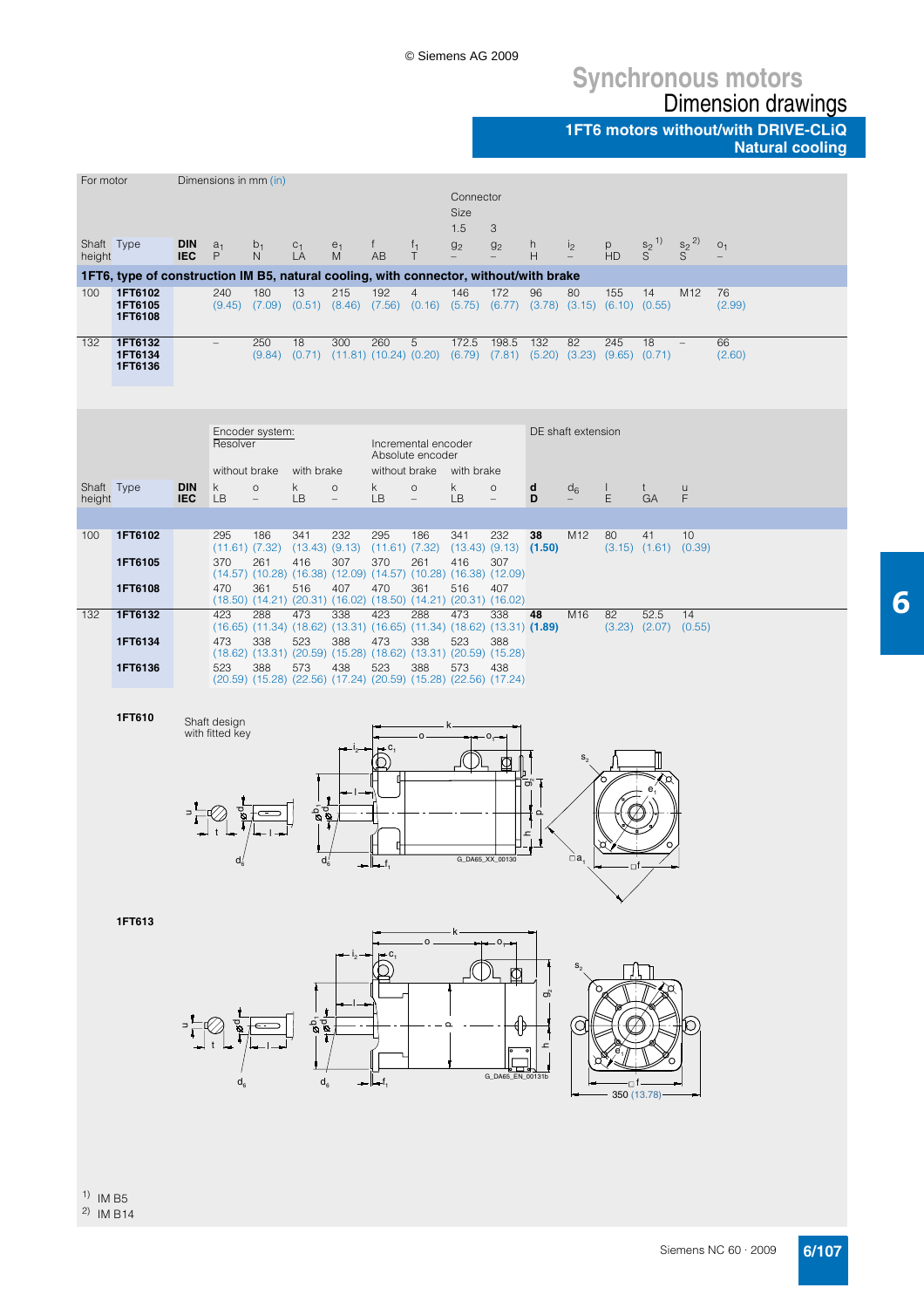# Synchronous motors

## Dimension drawings

### 1FT6 motors without/with DRIVE-CLiQ Natural cooling

| For motor | | | Dimensions in mm (in) | | | | | | | | | | | | | |
|---|---|---|---|---|---|---|---|---|---|---|---|---|---|---|---|---|
| | | | | | | | | | Connector Size 1.5 | 3 | | | | | | |
| Shaft height | Type | DIN IEC | $a_1$ P | $b_1$ N | $c_1$ LA | $e_1$ M | f AB | $f_1$ T | $g_2$ – | $g_2$ – | h H | $i_2$ – | p HD | $s_2$ [1] S | $s_2$ [2] S | $o_1$ – |
| **1FT6, type of construction IM B5, natural cooling, with connector, without/with brake** | | | | | | | | | | | | | | | | |
| 100 | **1FT6102** **1FT6105** **1FT6108** | | 240 (9.45) | 180 (7.09) | 13 (0.51) | 215 (8.46) | 192 (7.56) | 4 (0.16) | 146 (5.75) | 172 (6.77) | 96 (3.78) | 80 (3.15) | 155 (6.10) | 14 (0.55) | M12 | 76 (2.99) |
| 132 | **1FT6132** **1FT6134** **1FT6136** | | – | 250 (9.84) | 18 (0.71) | 300 (11.81) | 260 (10.24) | 5 (0.20) | 172.5 (6.79) | 198.5 (7.81) | 132 (5.20) | 82 (3.23) | 245 (9.65) | 18 (0.71) | – | 66 (2.60) |

| | | | Encoder system: Resolver | | | | Incremental encoder Absolute encoder | | | | DE shaft extension | | | | |
|---|---|---|---|---|---|---|---|---|---|---|---|---|---|---|---|
| | | | without brake | | with brake | | without brake | | with brake | | | | | | |
| Shaft height | Type | DIN IEC | k LB | o – | k LB | o – | k LB | o – | k LB | o – | **d** **D** | $d_6$ – | l E | t GA | u F |
| 100 | **1FT6102** | | 295 (11.61) | 186 (7.32) | 341 (13.43) | 232 (9.13) | 295 (11.61) | 186 (7.32) | 341 (13.43) | 232 (9.13) | **38** **(1.50)** | M12 | 80 (3.15) | 41 (1.61) | 10 (0.39) |
| | **1FT6105** | | 370 (14.57) | 261 (10.28) | 416 (16.38) | 307 (12.09) | 370 (14.57) | 261 (10.28) | 416 (16.38) | 307 (12.09) | | | | | |
| | **1FT6108** | | 470 (18.50) | 361 (14.21) | 516 (20.31) | 407 (16.02) | 470 (18.50) | 361 (14.21) | 516 (20.31) | 407 (16.02) | | | | | |
| 132 | **1FT6132** | | 423 (16.65) | 288 (11.34) | 473 (18.62) | 338 (13.31) | 423 (16.65) | 288 (11.34) | 473 (18.62) | 338 (13.31) | **48** **(1.89)** | M16 | 82 (3.23) | 52.5 (2.07) | 14 (0.55) |
| | **1FT6134** | | 473 (18.62) | 338 (13.31) | 523 (20.59) | 388 (15.28) | 473 (18.62) | 338 (13.31) | 523 (20.59) | 388 (15.28) | | | | | |
| | **1FT6136** | | 523 (20.59) | 388 (15.28) | 573 (22.56) | 438 (17.24) | 523 (20.59) | 388 (15.28) | 573 (22.56) | 438 (17.24) | | | | | |

**1FT610**

Shaft design with fitted key

G_DA65_XX_00130

**1FT613**

350 (13.78)

G_DA65_EN_00131b

[1] IM B5

[2] IM B14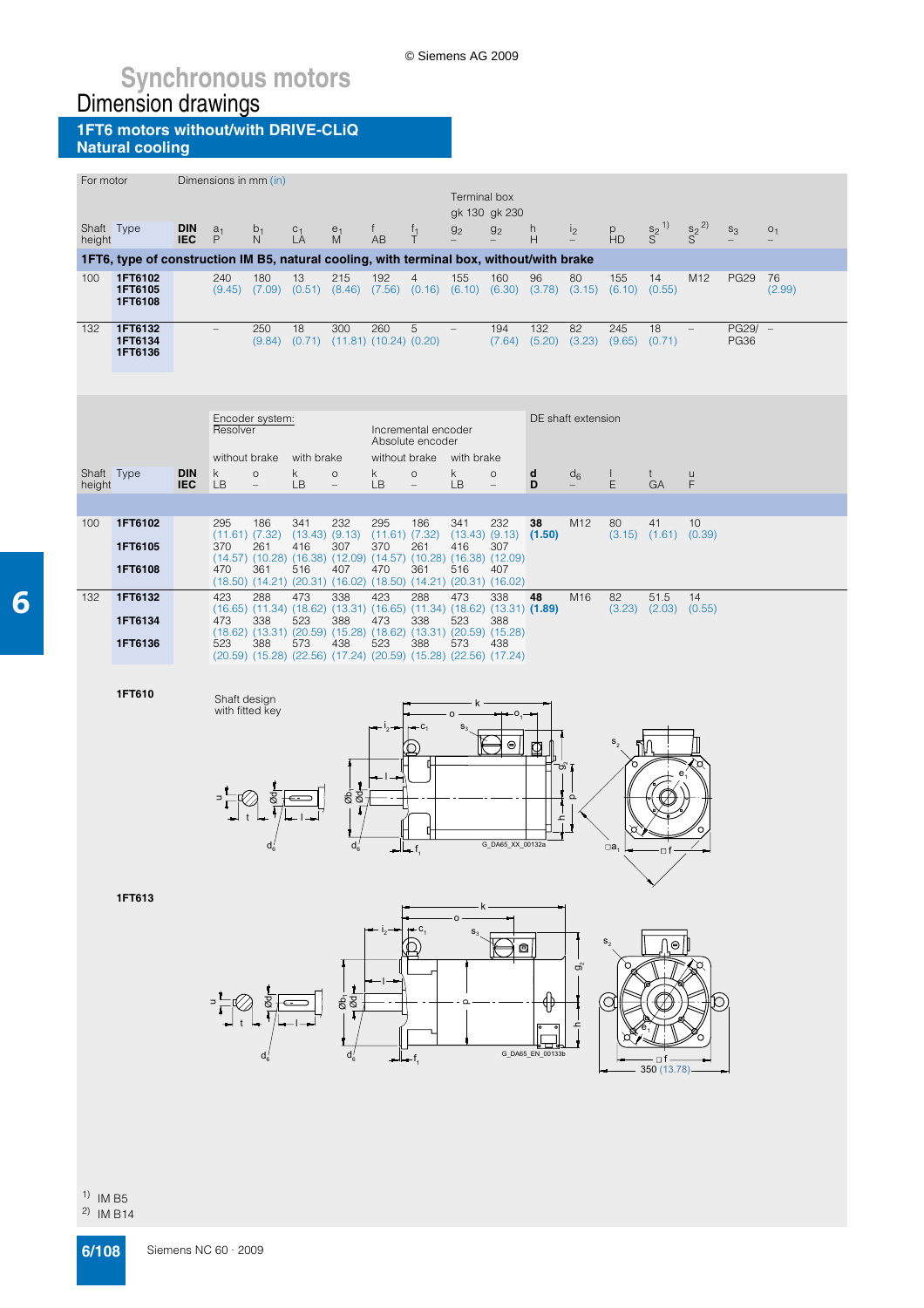# Synchronous motors

## Dimension drawings

### 1FT6 motors without/with DRIVE-CLiQ Natural cooling

| For motor | | | Dimensions in mm (in) | | | | | | Terminal box gk 130 | gk 230 | | | | | | | |
|---|---|---|---|---|---|---|---|---|---|---|---|---|---|---|---|---|---|
| Shaft height | Type | DIN IEC | $a_1$ P | $b_1$ N | $c_1$ LA | $e_1$ M | f AB | $f_1$ T | $g_2$ – | $g_2$ – | h H | $i_2$ – | p HD | $s_2$ [1] S | $s_2$ [2] S | $s_3$ – | $o_1$ – |
| **1FT6, type of construction IM B5, natural cooling, with terminal box, without/with brake** | | | | | | | | | | | | | | | | | |
| 100 | **1FT6102** **1FT6105** **1FT6108** | | 240 (9.45) | 180 (7.09) | 13 (0.51) | 215 (8.46) | 192 (7.56) | 4 (0.16) | 155 (6.10) | 160 (6.30) | 96 (3.78) | 80 (3.15) | 155 (6.10) | 14 (0.55) | M12 | PG29 | 76 (2.99) |
| 132 | **1FT6132** **1FT6134** **1FT6136** | | – | 250 (9.84) | 18 (0.71) | 300 (11.81) | 260 (10.24) | 5 (0.20) | – | 194 (7.64) | 132 (5.20) | 82 (3.23) | 245 (9.65) | 18 (0.71) | – | PG29/ PG36 | – |

| | | | Encoder system: Resolver | | | | Incremental encoder Absolute encoder | | | | DE shaft extension | | | | |
|---|---|---|---|---|---|---|---|---|---|---|---|---|---|---|---|
| | | | without brake | | with brake | | without brake | | with brake | | | | | | |
| Shaft height | Type | DIN IEC | k LB | o – | k LB | o – | k LB | o – | k LB | o – | **d D** | $d_6$ – | l E | t GA | u F |
| 100 | **1FT6102** | | 295 (11.61) | 186 (7.32) | 341 (13.43) | 232 (9.13) | 295 (11.61) | 186 (7.32) | 341 (13.43) | 232 (9.13) | **38 (1.50)** | M12 | 80 (3.15) | 41 (1.61) | 10 (0.39) |
| | **1FT6105** | | 370 (14.57) | 261 (10.28) | 416 (16.38) | 307 (12.09) | 370 (14.57) | 261 (10.28) | 416 (16.38) | 307 (12.09) | | | | | |
| | **1FT6108** | | 470 (18.50) | 361 (14.21) | 516 (20.31) | 407 (16.02) | 470 (18.50) | 361 (14.21) | 516 (20.31) | 407 (16.02) | | | | | |
| 132 | **1FT6132** | | 423 (16.65) | 288 (11.34) | 473 (18.62) | 338 (13.31) | 423 (16.65) | 288 (11.34) | 473 (18.62) | 338 (13.31) | **48 (1.89)** | M16 | 82 (3.23) | 51.5 (2.03) | 14 (0.55) |
| | **1FT6134** | | 473 (18.62) | 338 (13.31) | 523 (20.59) | 388 (15.28) | 473 (18.62) | 338 (13.31) | 523 (20.59) | 388 (15.28) | | | | | |
| | **1FT6136** | | 523 (20.59) | 388 (15.28) | 573 (22.56) | 438 (17.24) | 523 (20.59) | 388 (15.28) | 573 (22.56) | 438 (17.24) | | | | | |

**1FT610**

Shaft design with fitted key

G_DA65_XX_00132a

**1FT613**

350 (13.78)

G_DA65_EN_00133b

[1] IM B5

[2] IM B14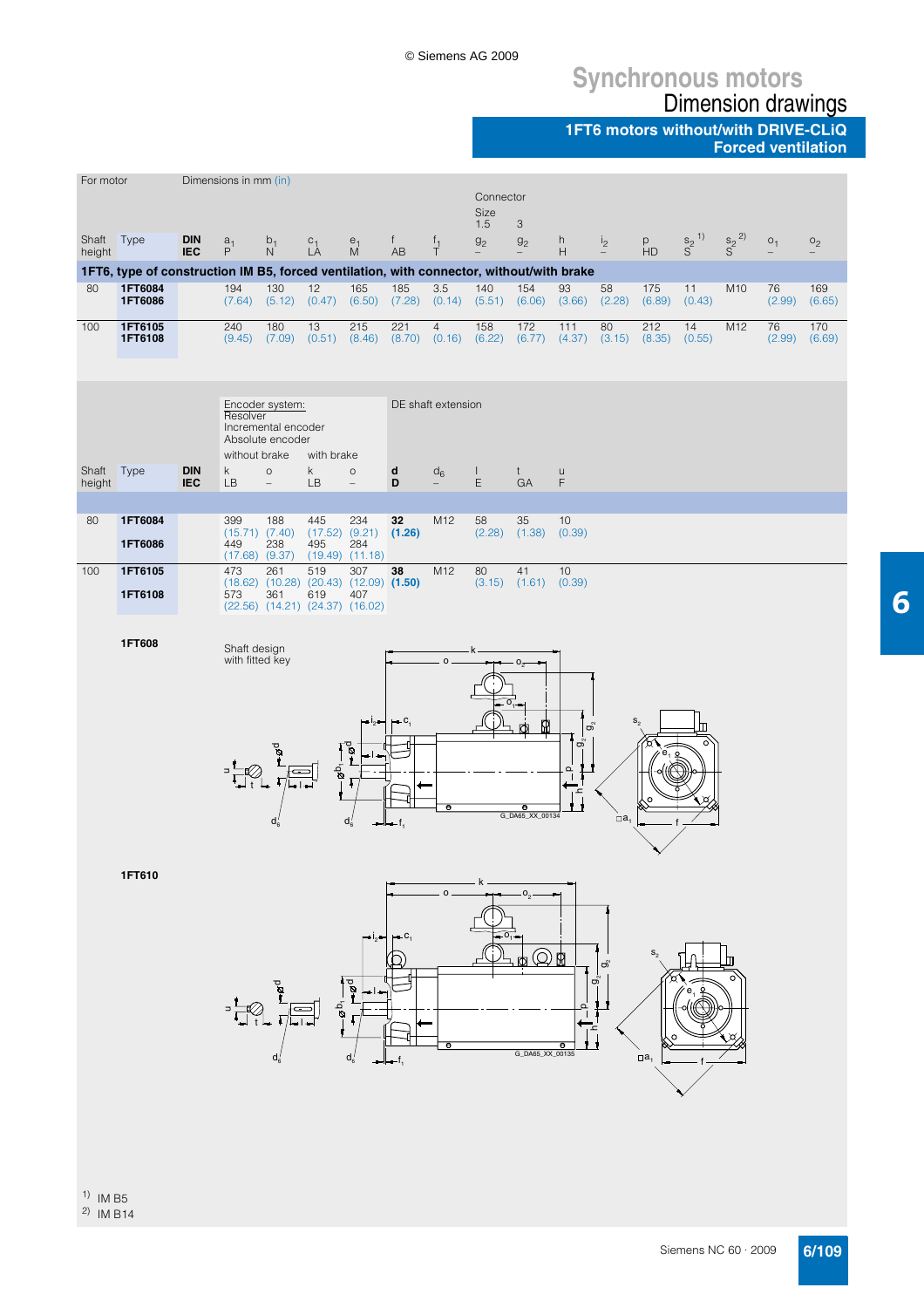# Synchronous motors

## Dimension drawings

### 1FT6 motors without/with DRIVE-CLiQ Forced ventilation

| For motor | | Dimensions in mm (in) | | | | | | | | | | | | | | | |
|---|---|---|---|---|---|---|---|---|---|---|---|---|---|---|---|---|---|
| | | | | | | | | | Connector Size 1.5 | 3 | | | | | | | |
| Shaft height | Type | DIN IEC | $a_1$ P | $b_1$ N | $c_1$ LA | $e_1$ M | f AB | $f_1$ T | $g_2$ – | $g_2$ – | h H | $i_2$ – | p HD | $s_2$ [1] S | $s_2$ [2] S | $o_1$ – | $o_2$ – |
| **1FT6, type of construction IM B5, forced ventilation, with connector, without/with brake** | | | | | | | | | | | | | | | | | |
| 80 | **1FT6084** **1FT6086** | | 194 (7.64) | 130 (5.12) | 12 (0.47) | 165 (6.50) | 185 (7.28) | 3.5 (0.14) | 140 (5.51) | 154 (6.06) | 93 (3.66) | 58 (2.28) | 175 (6.89) | 11 (0.43) | M10 | 76 (2.99) | 169 (6.65) |
| 100 | **1FT6105** **1FT6108** | | 240 (9.45) | 180 (7.09) | 13 (0.51) | 215 (8.46) | 221 (8.70) | 4 (0.16) | 158 (6.22) | 172 (6.77) | 111 (4.37) | 80 (3.15) | 212 (8.35) | 14 (0.55) | M12 | 76 (2.99) | 170 (6.69) |

| | | | Encoder system: Resolver Incremental encoder Absolute encoder | | | | DE shaft extension | | | | |
|---|---|---|---|---|---|---|---|---|---|---|---|
| | | | without brake | | with brake | | | | | | |
| Shaft height | Type | DIN IEC | k LB | o – | k LB | o – | **d** **D** | $d_6$ – | l E | t GA | u F |
| 80 | **1FT6084** | | 399 (15.71) | 188 (7.40) | 445 (17.52) | 234 (9.21) | **32** **(1.26)** | M12 | 58 (2.28) | 35 (1.38) | 10 (0.39) |
| | **1FT6086** | | 449 (17.68) | 238 (9.37) | 495 (19.49) | 284 (11.18) | | | | | |
| 100 | **1FT6105** | | 473 (18.62) | 261 (10.28) | 519 (20.43) | 307 (12.09) | **38** **(1.50)** | M12 | 80 (3.15) | 41 (1.61) | 10 (0.39) |
| | **1FT6108** | | 573 (22.56) | 361 (14.21) | 619 (24.37) | 407 (16.02) | | | | | |

**1FT608**

Shaft design with fitted key

G_DA65_XX_00134

**1FT610**

G_DA65_XX_00135

1) IM B5
2) IM B14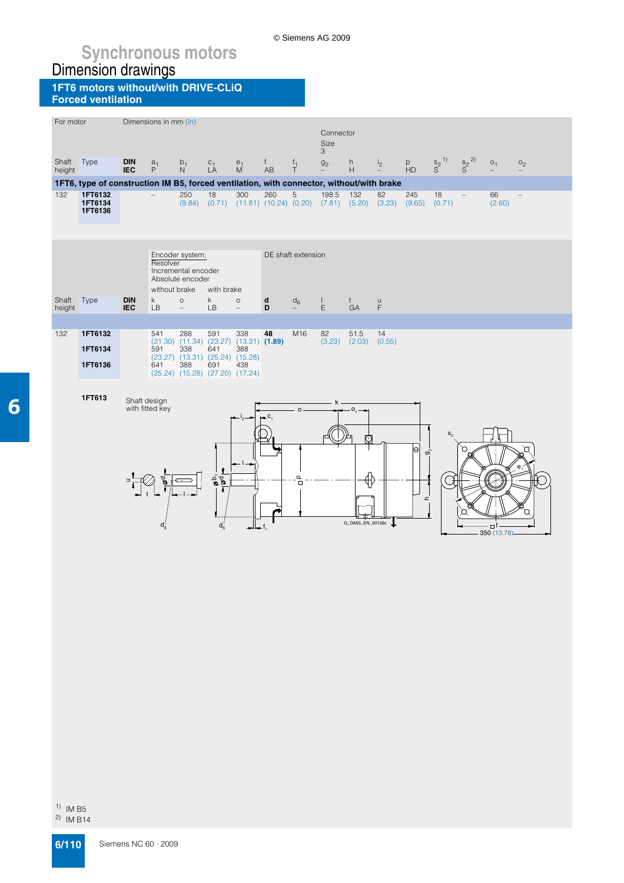# Synchronous motors

## Dimension drawings

### 1FT6 motors without/with DRIVE-CLiQ
### Forced ventilation

| For motor | | Dimensions in mm (in) | | | | | | | | | | | | | | |
|---|---|---|---|---|---|---|---|---|---|---|---|---|---|---|---|---|
| | | | | | | | | | Connector Size 3 | | | | | | | |
| Shaft height | Type | **DIN** **IEC** | $a_1$ P | $b_1$ N | $c_1$ LA | $e_1$ M | f AB | $f_1$ T | $g_2$ – | h H | $i_2$ – | p HD | $s_2$ [1)] S | $s_2$ [2)] S | $o_1$ – | $o_2$ – |
| **1FT6, type of construction IM B5, forced ventilation, with connector, without/with brake** | | | | | | | | | | | | | | | | |
| 132 | **1FT6132** **1FT6134** **1FT6136** | | – | 250 (9.84) | 18 (0.71) | 300 (11.81) | 260 (10.24) | 5 (0.20) | 198.5 (7.81) | 132 (5.20) | 82 (3.23) | 245 (9.65) | 18 (0.71) | – | 66 (2.60) | – |

| Shaft height | Type | **DIN** **IEC** | Encoder system: Resolver, Incremental encoder, Absolute encoder – without brake: k LB | without brake: o – | with brake: k LB | with brake: o – | DE shaft extension: **d** **D** | $d_6$ – | l E | t GA | u F |
|---|---|---|---|---|---|---|---|---|---|---|---|
| 132 | **1FT6132** | | 541 (21.30) | 288 (11.34) | 591 (23.27) | 338 (13.31) | **48** **(1.89)** | M16 | 82 (3.23) | 51.5 (2.03) | 14 (0.55) |
| | **1FT6134** | | 591 (23.27) | 338 (13.31) | 641 (25.24) | 388 (15.28) | | | | | |
| | **1FT6136** | | 641 (25.24) | 388 (15.28) | 691 (27.20) | 438 (17.24) | | | | | |

**1FT613** Shaft design with fitted key

G_DA65_EN_00136c

350 (13.78)

1) IM B5
2) IM B14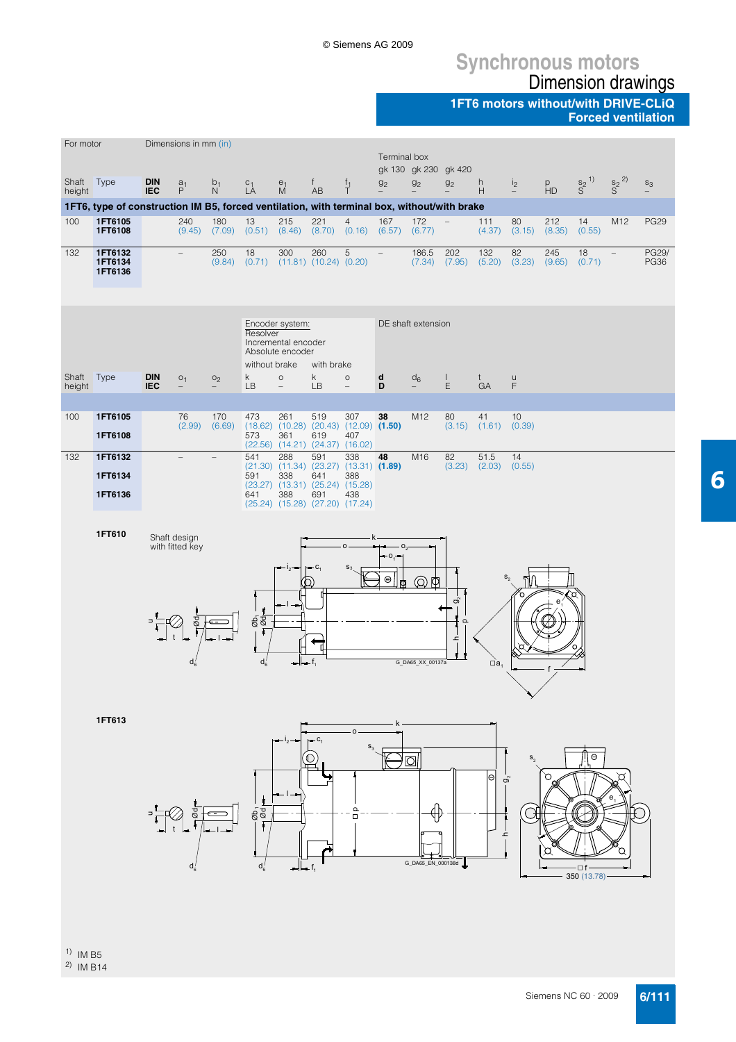# Synchronous motors

## Dimension drawings

### 1FT6 motors without/with DRIVE-CLiQ
### Forced ventilation

| For motor | | Dimensions in mm (in) | | | | | | | | | | | | | | | |
|---|---|---|---|---|---|---|---|---|---|---|---|---|---|---|---|---|---|
| | | | | | | | | | Terminal box gk 130 | gk 230 | gk 420 | | | | | | |
| Shaft height | Type | DIN IEC | $a_1$ P | $b_1$ N | $c_1$ LA | $e_1$ M | f AB | $f_1$ T | $g_2$ – | $g_2$ – | $g_2$ – | h H | $i_2$ – | p HD | $s_2$ [1] S | $s_2$ [2] S | $s_3$ – |
| **1FT6, type of construction IM B5, forced ventilation, with terminal box, without/with brake** | | | | | | | | | | | | | | | | | |
| 100 | **1FT6105** **1FT6108** | | 240 (9.45) | 180 (7.09) | 13 (0.51) | 215 (8.46) | 221 (8.70) | 4 (0.16) | 167 (6.57) | 172 (6.77) | – | 111 (4.37) | 80 (3.15) | 212 (8.35) | 14 (0.55) | M12 | PG29 |
| 132 | **1FT6132** **1FT6134** **1FT6136** | | – | 250 (9.84) | 18 (0.71) | 300 (11.81) | 260 (10.24) | 5 (0.20) | – | 186.5 (7.34) | 202 (7.95) | 132 (5.20) | 82 (3.23) | 245 (9.65) | 18 (0.71) | – | PG29/ PG36 |

| | | | | | Encoder system: Resolver Incremental encoder Absolute encoder | | | | DE shaft extension | | | | |
|---|---|---|---|---|---|---|---|---|---|---|---|---|---|
| | | | | | without brake | | with brake | | | | | | |
| Shaft height | Type | DIN IEC | $o_1$ – | $o_2$ – | k LB | o – | k LB | o – | **d** **D** | $d_6$ – | l E | t GA | u F |
| 100 | **1FT6105** | | 76 (2.99) | 170 (6.69) | 473 (18.62) | 261 (10.28) | 519 (20.43) | 307 (12.09) | **38** **(1.50)** | M12 | 80 (3.15) | 41 (1.61) | 10 (0.39) |
| | **1FT6108** | | | | 573 (22.56) | 361 (14.21) | 619 (24.37) | 407 (16.02) | | | | | |
| 132 | **1FT6132** | | – | – | 541 (21.30) | 288 (11.34) | 591 (23.27) | 338 (13.31) | **48** **(1.89)** | M16 | 82 (3.23) | 51.5 (2.03) | 14 (0.55) |
| | **1FT6134** | | | | 591 (23.27) | 338 (13.31) | 641 (25.24) | 388 (15.28) | | | | | |
| | **1FT6136** | | | | 641 (25.24) | 388 (15.28) | 691 (27.20) | 438 (17.24) | | | | | |

**1FT610**

Shaft design with fitted key

G_DA65_XX_00137a

**1FT613**

350 (13.78)

G_DA65_EN_000138d

[1] IM B5
[2] IM B14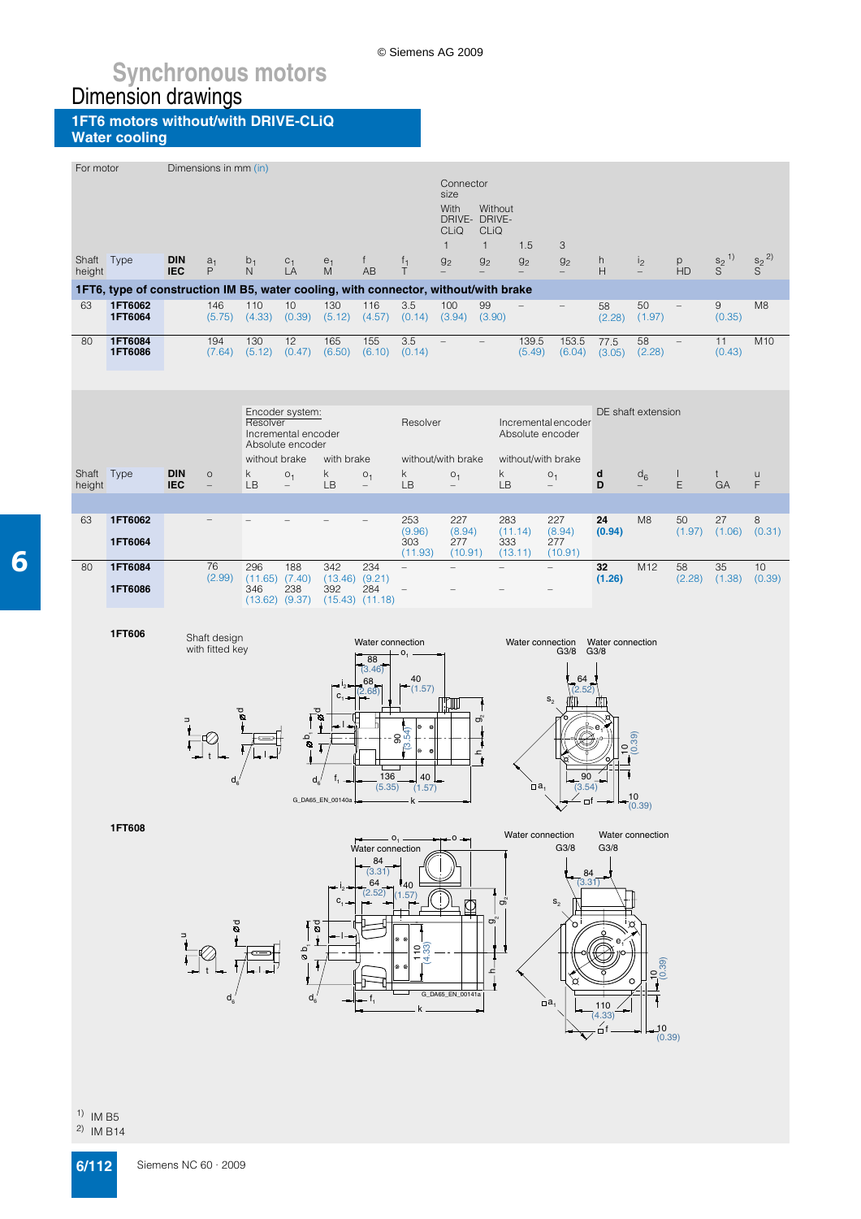# Synchronous motors
## Dimension drawings
### 1FT6 motors without/with DRIVE-CLiQ Water cooling

| For motor | | | Dimensions in mm (in) | | | | | | | | | | | | | |
|---|---|---|---|---|---|---|---|---|---|---|---|---|---|---|---|---|
| | | | | | | | | | Connector size | | | | | | | |
| | | | | | | | | | With DRIVE-CLiQ | Without DRIVE-CLiQ | | | | | | |
| | | | | | | | | | 1 | 1 | 1.5 | 3 | | | | |
| Shaft height | Type | DIN / IEC | $a_1$ / P | $b_1$ / N | $c_1$ / LA | $e_1$ / M | f / AB | $f_1$ / T | $g_2$ / – | $g_2$ / – | $g_2$ / – | $g_2$ / – | h / H | $i_2$ / – | p / HD | $s_2$ [1] / S | $s_2$ [2] / S |
| **1FT6, type of construction IM B5, water cooling, with connector, without/with brake** | | | | | | | | | | | | | | | | | |
| 63 | **1FT6062** **1FT6064** | | 146 (5.75) | 110 (4.33) | 10 (0.39) | 130 (5.12) | 116 (4.57) | 3.5 (0.14) | 100 (3.94) | 99 (3.90) | – | – | 58 (2.28) | 50 (1.97) | – | 9 (0.35) | M8 |
| 80 | **1FT6084** **1FT6086** | | 194 (7.64) | 130 (5.12) | 12 (0.47) | 165 (6.50) | 155 (6.10) | 3.5 (0.14) | – | – | 139.5 (5.49) | 153.5 (6.04) | 77.5 (3.05) | 58 (2.28) | – | 11 (0.43) | M10 |

| | | | | Encoder system: Resolver Incremental encoder Absolute encoder | | | | Resolver | | Incremental encoder Absolute encoder | | DE shaft extension | | | | |
|---|---|---|---|---|---|---|---|---|---|---|---|---|---|---|---|---|
| | | | | without brake | | with brake | | without/with brake | | without/with brake | | | | | | |
| Shaft height | Type | DIN / IEC | o / – | k / LB | $o_1$ / – | k / LB | $o_1$ / – | k / LB | $o_1$ / – | k / LB | $o_1$ / – | **d** / **D** | $d_6$ / – | l / E | t / GA | u / F |
| 63 | **1FT6062** | | – | – | – | – | – | 253 (9.96) | 227 (8.94) | 283 (11.14) | 227 (8.94) | **24 (0.94)** | M8 | 50 (1.97) | 27 (1.06) | 8 (0.31) |
| | **1FT6064** | | | | | | | 303 (11.93) | 277 (10.91) | 333 (13.11) | 277 (10.91) | | | | | |
| 80 | **1FT6084** | | 76 (2.99) | 296 (11.65) | 188 (7.40) | 342 (13.46) | 234 (9.21) | – | – | – | – | **32 (1.26)** | M12 | 58 (2.28) | 35 (1.38) | 10 (0.39) |
| | **1FT6086** | | | 346 (13.62) | 238 (9.37) | 392 (15.43) | 284 (11.18) | – | – | – | – | | | | | |

**1FT606**

Shaft design with fitted key

Water connection; 88 (3.46); 68 (2.68); 40 (1.57); 90 (3.54); 136 (5.35); 40 (1.57); Water connection G3/8; Water connection G3/8; 64 (2.52); 90 (3.54); 10 (0.39); 10 (0.39)

G_DA65_EN_00140a

**1FT608**

Water connection; 84 (3.31); 64 (2.52); 40 (1.57); 110 (4.33); Water connection G3/8; Water connection G3/8; 84 (3.31); 110 (4.33); 10 (0.39); 10 (0.39)

G_DA65_EN_00141a

[1] IM B5
[2] IM B14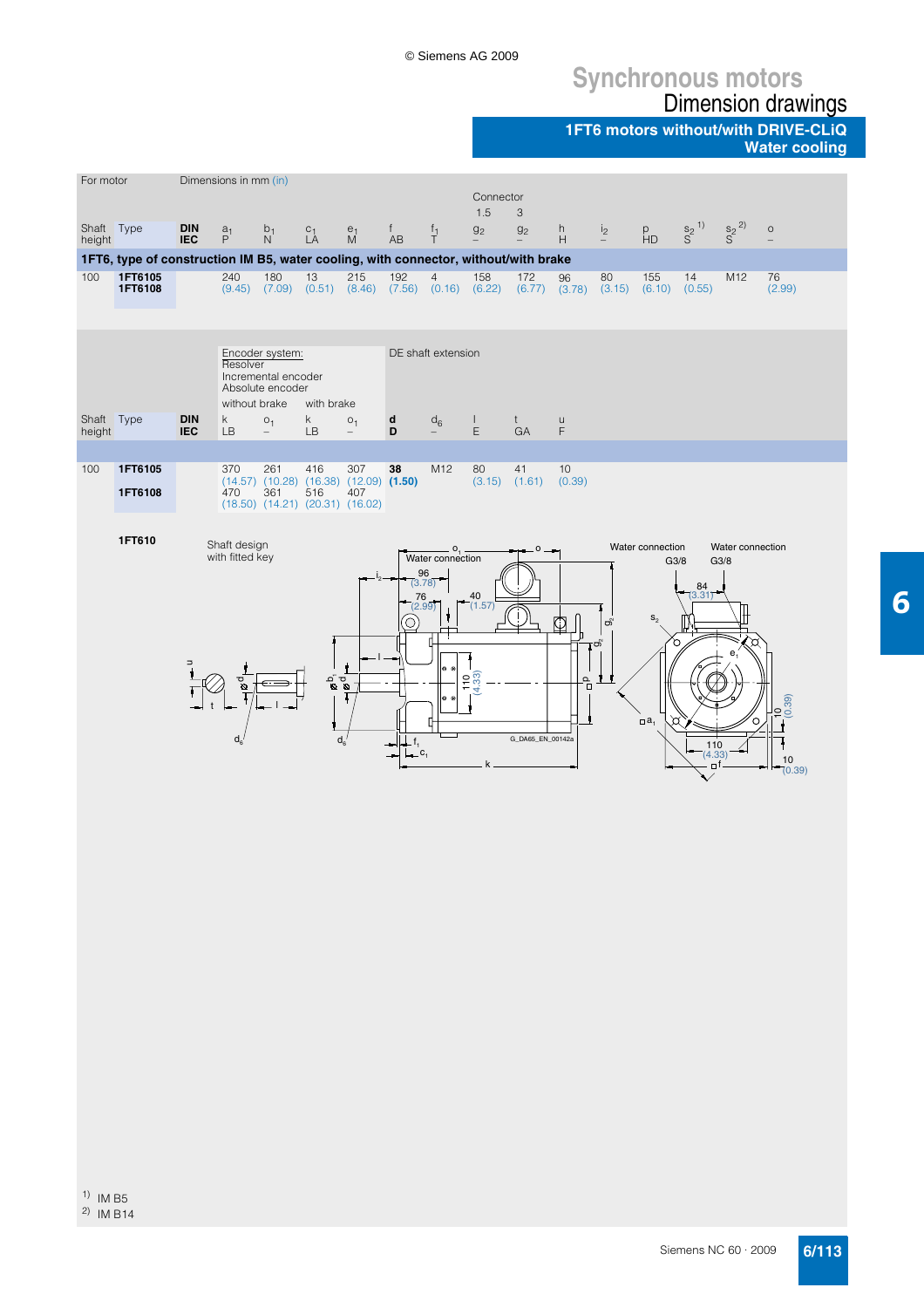# Synchronous motors

## Dimension drawings

### 1FT6 motors without/with DRIVE-CLiQ Water cooling

| For motor | | Dimensions in mm (in) | | | | | | | | | | | | | | |
|---|---|---|---|---|---|---|---|---|---|---|---|---|---|---|---|---|
| | | | | | | | | | Connector | | | | | | | |
| | | | | | | | | | 1.5 | 3 | | | | | | |
| Shaft height | Type | DIN IEC | $a_1$ P | $b_1$ N | $c_1$ LA | $e_1$ M | f AB | $f_1$ T | $g_2$ – | $g_2$ – | h H | $i_2$ – | p HD | $s_2$ [1] S | $s_2$ [2] S | o – |
| **1FT6, type of construction IM B5, water cooling, with connector, without/with brake** | | | | | | | | | | | | | | | | |
| 100 | **1FT6105** **1FT6108** | | 240 (9.45) | 180 (7.09) | 13 (0.51) | 215 (8.46) | 192 (7.56) | 4 (0.16) | 158 (6.22) | 172 (6.77) | 96 (3.78) | 80 (3.15) | 155 (6.10) | 14 (0.55) | M12 | 76 (2.99) |

| | | | Encoder system: Resolver Incremental encoder Absolute encoder | | | | DE shaft extension | | | | |
|---|---|---|---|---|---|---|---|---|---|---|---|
| | | | without brake | | with brake | | | | | | |
| Shaft height | Type | DIN IEC | k LB | $o_1$ – | k LB | $o_1$ – | **d** **D** | $d_6$ – | l E | t GA | u F |
| 100 | **1FT6105** | | 370 (14.57) | 261 (10.28) | 416 (16.38) | 307 (12.09) | **38** **(1.50)** | M12 | 80 (3.15) | 41 (1.61) | 10 (0.39) |
| | **1FT6108** | | 470 (18.50) | 361 (14.21) | 516 (20.31) | 407 (16.02) | | | | | |

**1FT610**

Shaft design with fitted key

Water connection; Water connection G3/8; Water connection G3/8

G_DA65_EN_00142a

[1] IM B5

[2] IM B14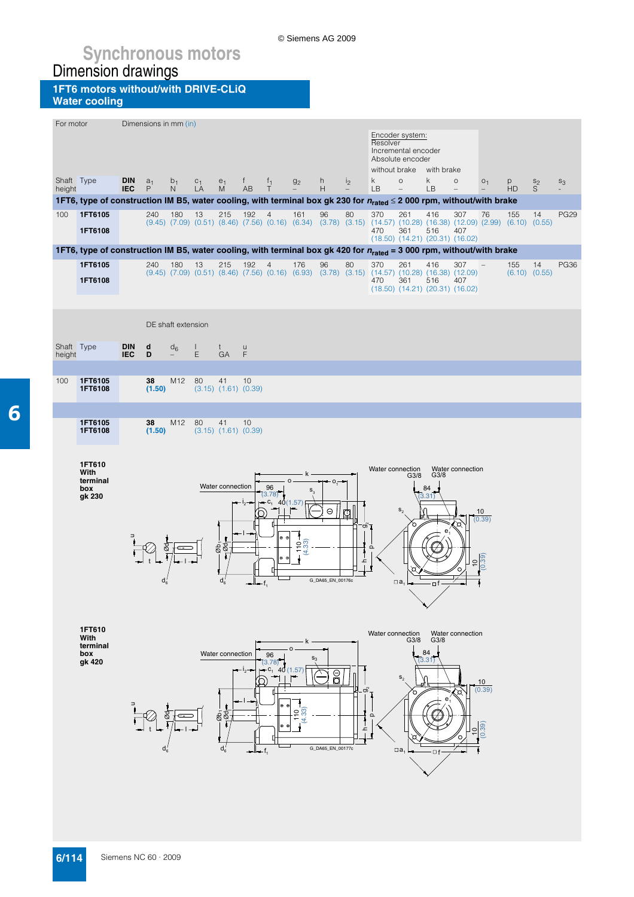# Synchronous motors

## Dimension drawings

### 1FT6 motors without/with DRIVE-CLiQ
### Water cooling

| For motor | | | Dimensions in mm (in) | | | | | | | | | | Encoder system: Resolver, Incremental encoder, Absolute encoder | | | | | | | |
|---|---|---|---|---|---|---|---|---|---|---|---|---|---|---|---|---|---|---|---|---|
| | | | | | | | | | | | | | without brake | | with brake | | | | | |
| Shaft height | Type | DIN / IEC | $a_1$ / P | $b_1$ / N | $c_1$ / LA | $e_1$ / M | f / AB | $f_1$ / T | $g_2$ / – | h / H | $i_2$ / – | k / LB | o / – | k / LB | o / – | $o_1$ / – | p / HD | $s_2$ / S | $s_3$ / - |
| **1FT6, type of construction IM B5, water cooling, with terminal box gk 230 for $n_{rated} \leq$ 2 000 rpm, without/with brake** | | | | | | | | | | | | | | | | | | | |
| 100 | **1FT6105** | | 240 (9.45) | 180 (7.09) | 13 (0.51) | 215 (8.46) | 192 (7.56) | 4 (0.16) | 161 (6.34) | 96 (3.78) | 80 (3.15) | 370 (14.57) | 261 (10.28) | 416 (16.38) | 307 (12.09) | 76 (2.99) | 155 (6.10) | 14 (0.55) | PG29 |
| | **1FT6108** | | | | | | | | | | | 470 (18.50) | 361 (14.21) | 516 (20.31) | 407 (16.02) | | | | |
| **1FT6, type of construction IM B5, water cooling, with terminal box gk 420 for $n_{rated}$ = 3 000 rpm, without/with brake** | | | | | | | | | | | | | | | | | | | |
| | **1FT6105** | | 240 (9.45) | 180 (7.09) | 13 (0.51) | 215 (8.46) | 192 (7.56) | 4 (0.16) | 176 (6.93) | 96 (3.78) | 80 (3.15) | 370 (14.57) | 261 (10.28) | 416 (16.38) | 307 (12.09) | – | 155 (6.10) | 14 (0.55) | PG36 |
| | **1FT6108** | | | | | | | | | | | 470 (18.50) | 361 (14.21) | 516 (20.31) | 407 (16.02) | | | | |

| | | | DE shaft extension | | | | |
|---|---|---|---|---|---|---|---|
| Shaft height | Type | DIN / IEC | d / D | $d_6$ / – | l / E | t / GA | u / F |
| 100 | **1FT6105** **1FT6108** | | **38 (1.50)** | M12 | 80 (3.15) | 41 (1.61) | 10 (0.39) |
| | **1FT6105** **1FT6108** | | **38 (1.50)** | M12 | 80 (3.15) | 41 (1.61) | 10 (0.39) |

**1FT610 With terminal box gk 230**

Water connection; Water connection G3/8; Water connection G3/8; 96 (3.78); 40 (1.57); 84 (3.31); 110 (4.33); 10 (0.39)

G_DA65_EN_00176c

**1FT610 With terminal box gk 420**

Water connection; Water connection G3/8; Water connection G3/8; 96 (3.78); 40 (1.57); 84 (3.31); 110 (4.33); 10 (0.39)

G_DA65_EN_00177c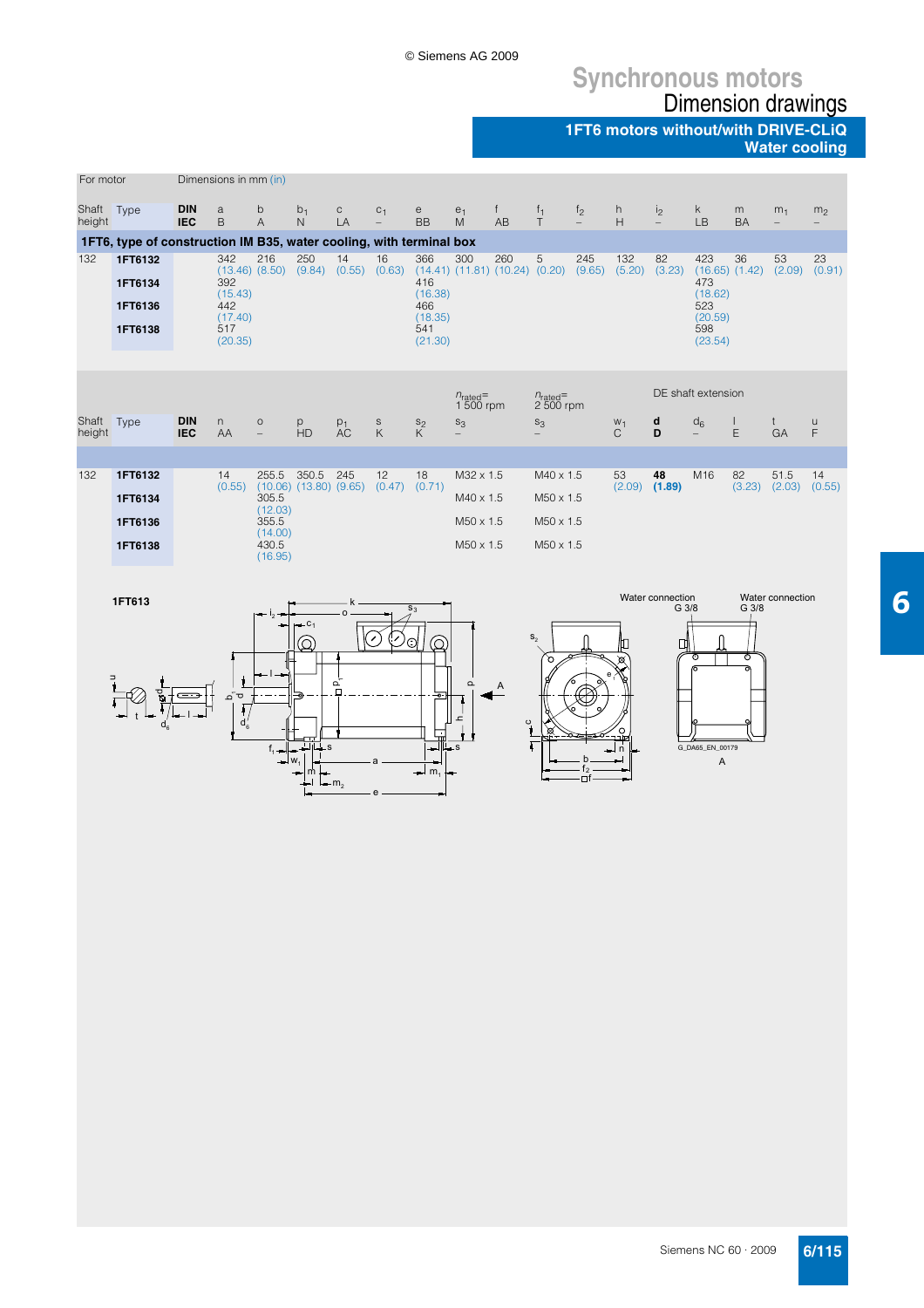# Synchronous motors

## Dimension drawings

### 1FT6 motors without/with DRIVE-CLiQ Water cooling

| For motor | | Dimensions in mm (in) | | | | | | | | | | | | | | | |
|---|---|---|---|---|---|---|---|---|---|---|---|---|---|---|---|---|---|
| Shaft height | Type | DIN IEC | a B | b A | $b_1$ N | c LA | $c_1$ – | e BB | $e_1$ M | f AB | $f_1$ T | $f_2$ – | h H | $i_2$ – | k LB | m BA | $m_1$ – | $m_2$ – |
| **1FT6, type of construction IM B35, water cooling, with terminal box** | | | | | | | | | | | | | | | | | | |
| 132 | 1FT6132 | | 342 (13.46) | 216 (8.50) | 250 (9.84) | 14 (0.55) | 16 (0.63) | 366 (14.41) | 300 (11.81) | 260 (10.24) | 5 (0.20) | 245 (9.65) | 132 (5.20) | 82 (3.23) | 423 (16.65) | 36 (1.42) | 53 (2.09) | 23 (0.91) |
| | 1FT6134 | | 392 (15.43) | | | | | 416 (16.38) | | | | | | | 473 (18.62) | | | |
| | 1FT6136 | | 442 (17.40) | | | | | 466 (18.35) | | | | | | | 523 (20.59) | | | |
| | 1FT6138 | | 517 (20.35) | | | | | 541 (21.30) | | | | | | | 598 (23.54) | | | |

| Shaft height | Type | DIN IEC | n AA | o – | p HD | $p_1$ AC | s K | $s_2$ K | $n_{rated}$= 1 500 rpm $s_3$ – | $n_{rated}$= 2 500 rpm $s_3$ – | DE shaft extension $w_1$ C | d D | $d_6$ – | l E | t GA | u F |
|---|---|---|---|---|---|---|---|---|---|---|---|---|---|---|---|---|
| 132 | 1FT6132 | | 14 (0.55) | 255.5 (10.06) | 350.5 (13.80) | 245 (9.65) | 12 (0.47) | 18 (0.71) | M32 x 1.5 | M40 x 1.5 | 53 (2.09) | **48 (1.89)** | M16 | 82 (3.23) | 51.5 (2.03) | 14 (0.55) |
| | 1FT6134 | | | 305.5 (12.03) | | | | | M40 x 1.5 | M50 x 1.5 | | | | | | |
| | 1FT6136 | | | 355.5 (14.00) | | | | | M50 x 1.5 | M50 x 1.5 | | | | | | |
| | 1FT6138 | | | 430.5 (16.95) | | | | | M50 x 1.5 | M50 x 1.5 | | | | | | |

1FT613

Water connection G 3/8

Water connection G 3/8

G_DA65_EN_00179